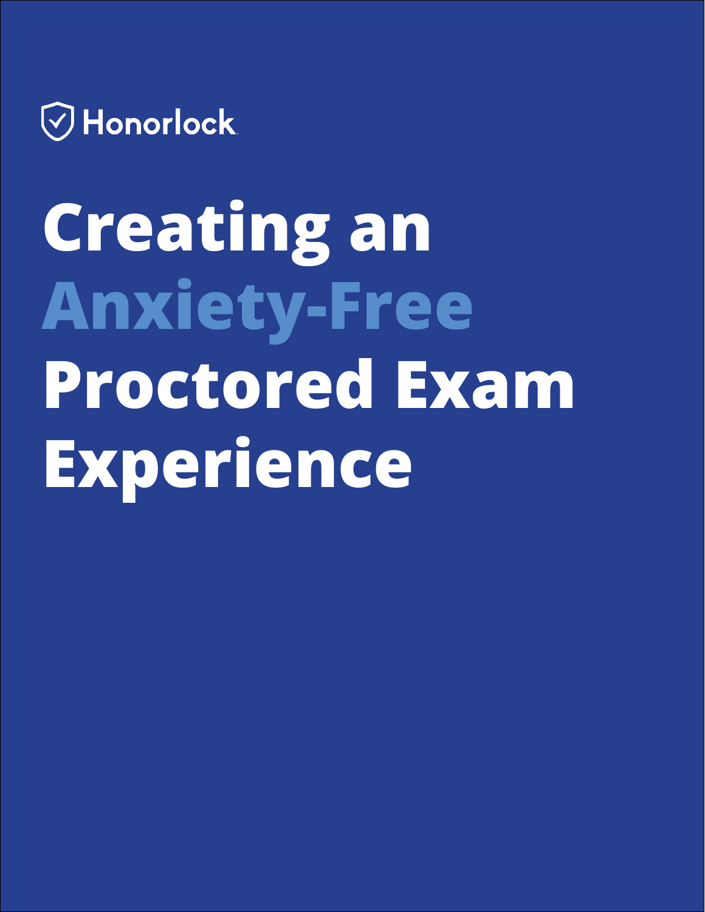Honorlock

# Creating an Anxiety-Free Proctored Exam Experience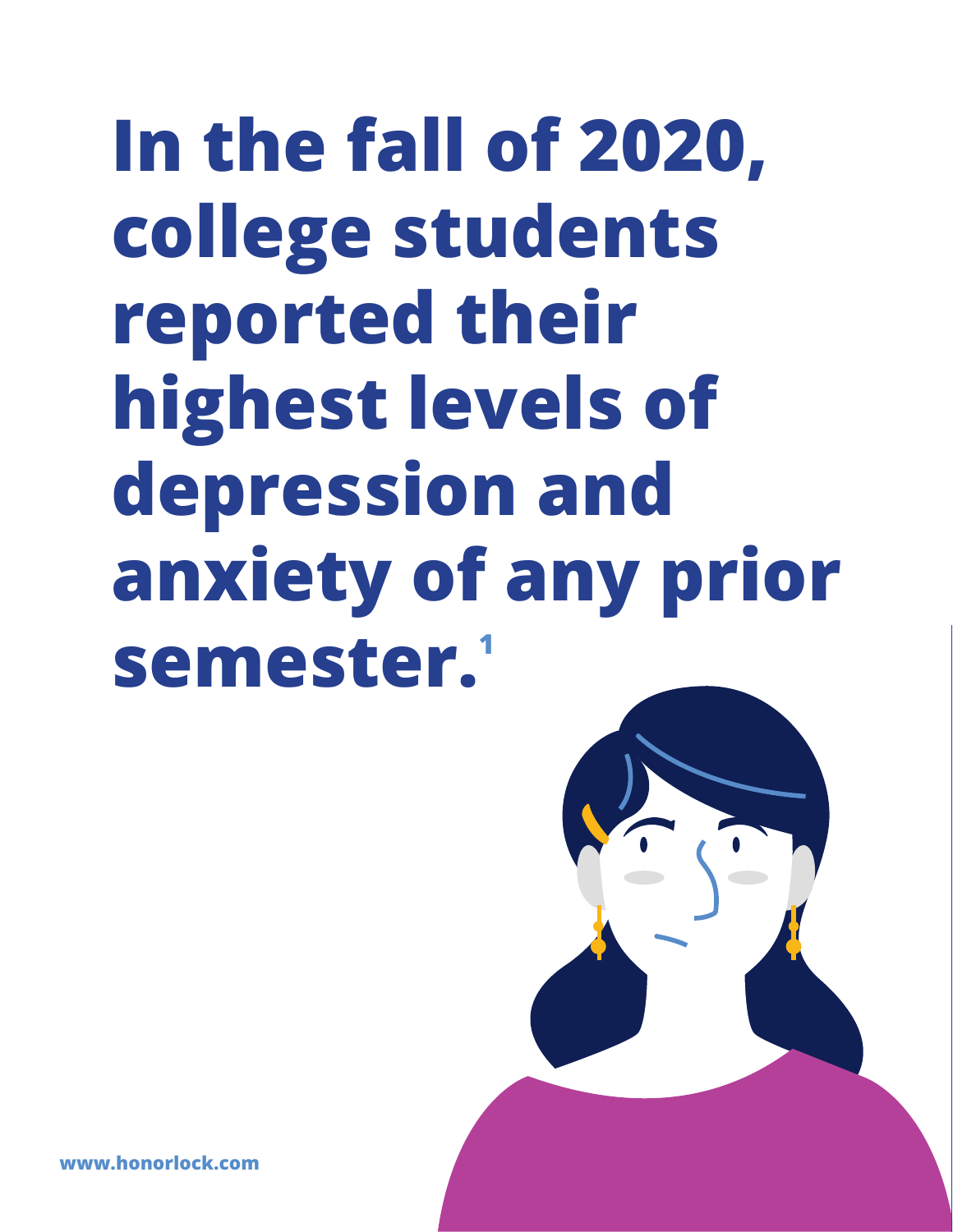# In the fall of 2020, college students reported their highest levels of depression and anxiety of any prior semester.[1]

www.honorlock.com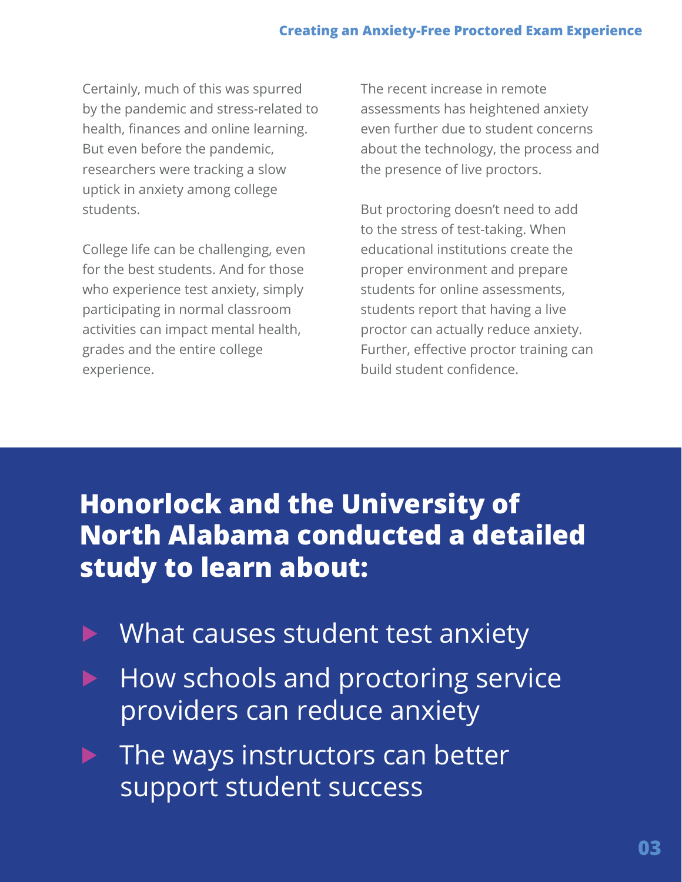Certainly, much of this was spurred by the pandemic and stress-related to health, finances and online learning. But even before the pandemic, researchers were tracking a slow uptick in anxiety among college students.

College life can be challenging, even for the best students. And for those who experience test anxiety, simply participating in normal classroom activities can impact mental health, grades and the entire college experience.

The recent increase in remote assessments has heightened anxiety even further due to student concerns about the technology, the process and the presence of live proctors.

But proctoring doesn't need to add to the stress of test-taking. When educational institutions create the proper environment and prepare students for online assessments, students report that having a live proctor can actually reduce anxiety. Further, effective proctor training can build student confidence.

## Honorlock and the University of North Alabama conducted a detailed study to learn about:

- What causes student test anxiety
- How schools and proctoring service providers can reduce anxiety
- The ways instructors can better support student success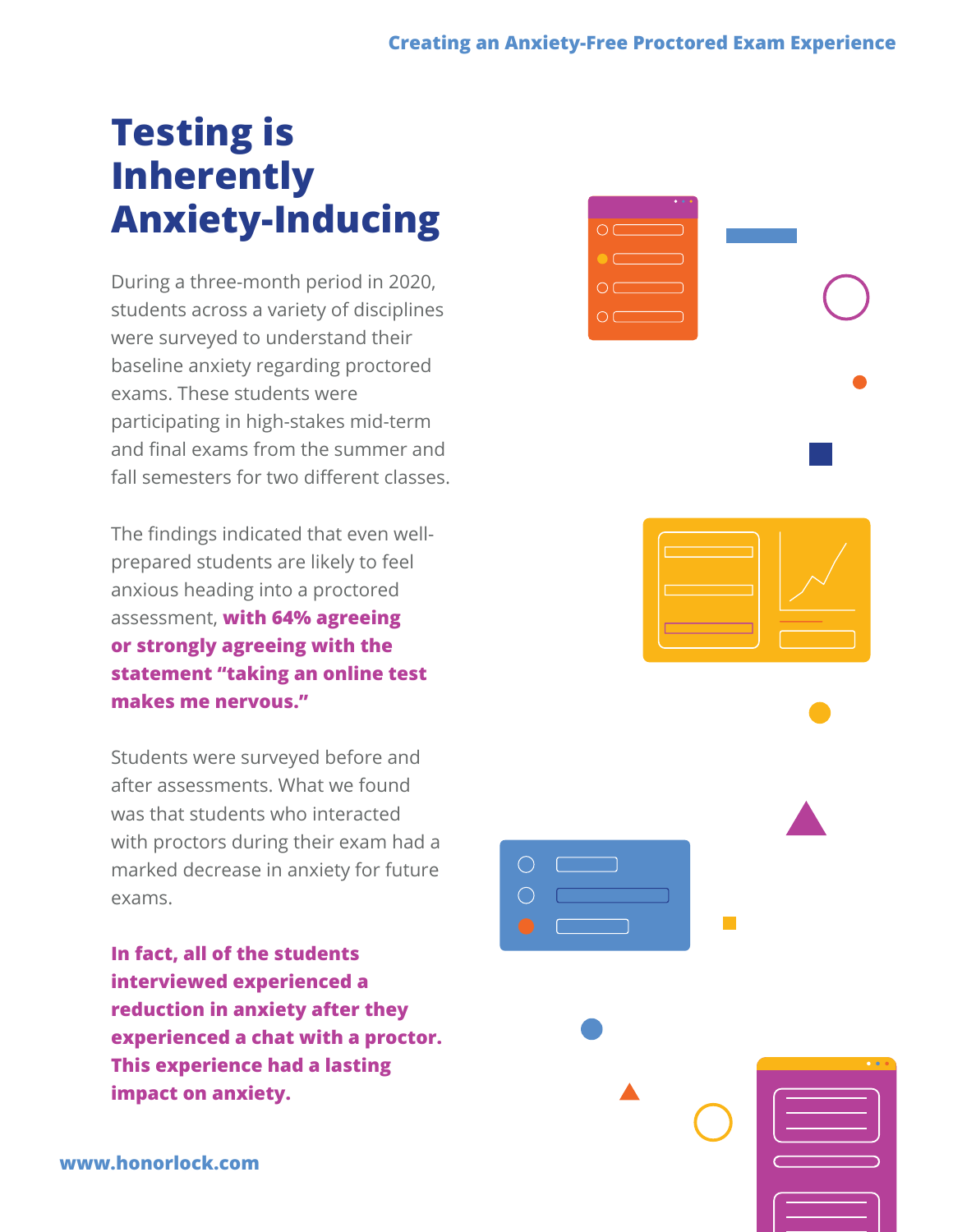# Testing is Inherently Anxiety-Inducing

During a three-month period in 2020, students across a variety of disciplines were surveyed to understand their baseline anxiety regarding proctored exams. These students were participating in high-stakes mid-term and final exams from the summer and fall semesters for two different classes.

The findings indicated that even well-prepared students are likely to feel anxious heading into a proctored assessment, **with 64% agreeing or strongly agreeing with the statement "taking an online test makes me nervous."**

Students were surveyed before and after assessments. What we found was that students who interacted with proctors during their exam had a marked decrease in anxiety for future exams.

**In fact, all of the students interviewed experienced a reduction in anxiety after they experienced a chat with a proctor. This experience had a lasting impact on anxiety.**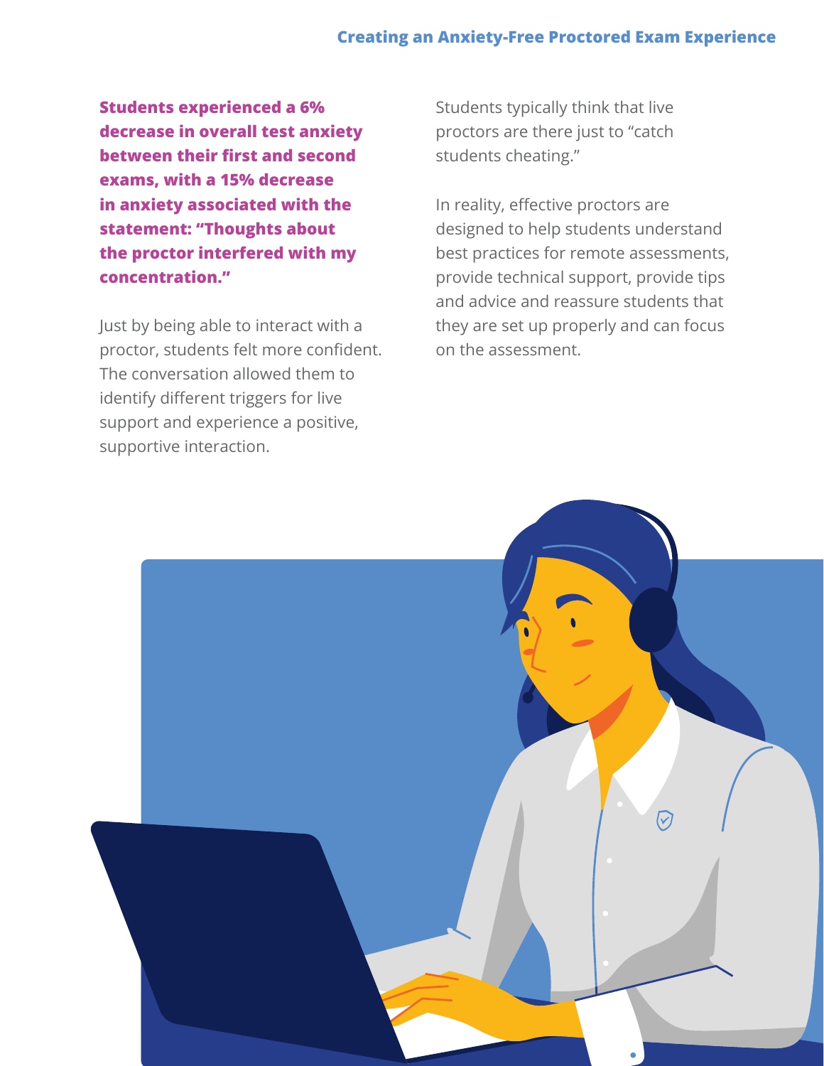**Students experienced a 6% decrease in overall test anxiety between their first and second exams, with a 15% decrease in anxiety associated with the statement: "Thoughts about the proctor interfered with my concentration."**

Just by being able to interact with a proctor, students felt more confident. The conversation allowed them to identify different triggers for live support and experience a positive, supportive interaction.

Students typically think that live proctors are there just to "catch students cheating."

In reality, effective proctors are designed to help students understand best practices for remote assessments, provide technical support, provide tips and advice and reassure students that they are set up properly and can focus on the assessment.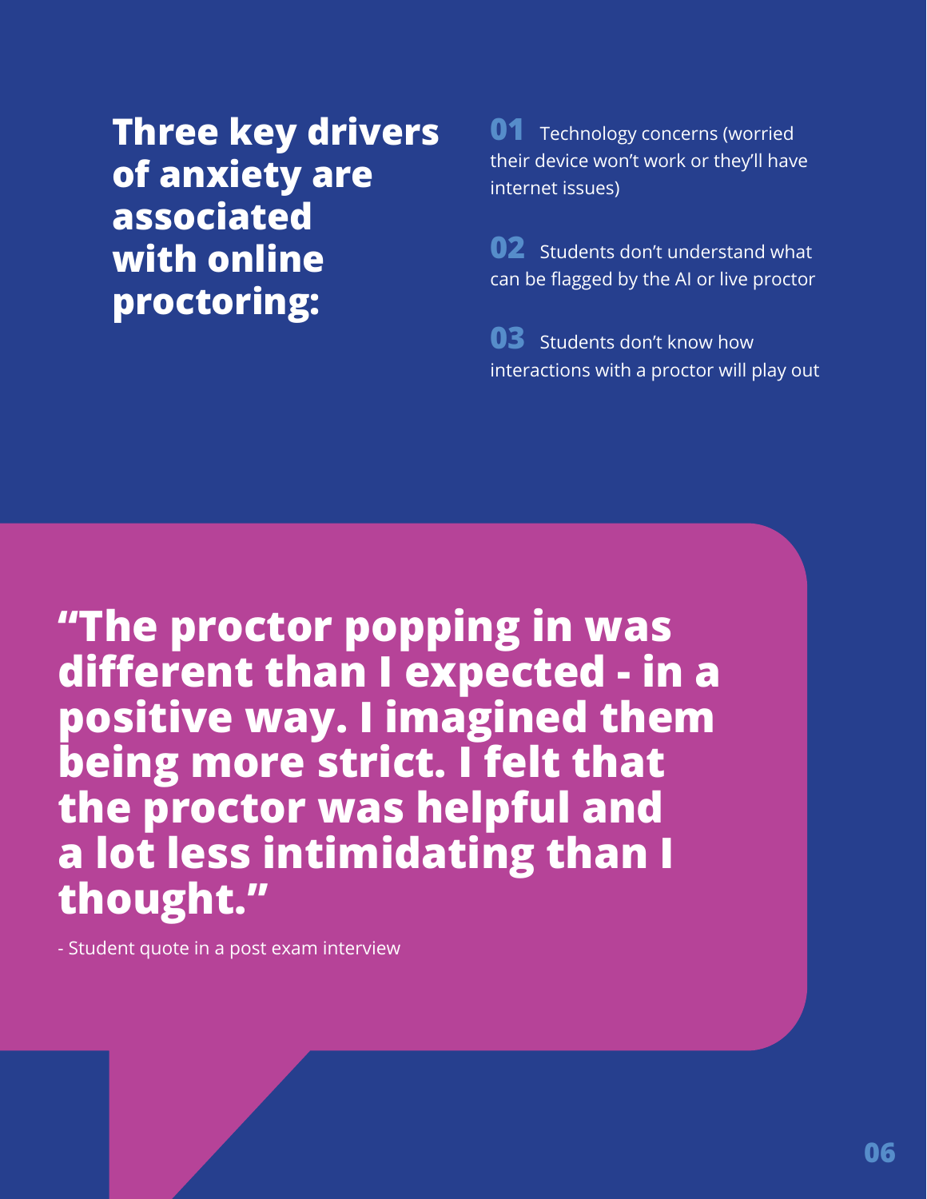## Three key drivers of anxiety are associated with online proctoring:

**01** Technology concerns (worried their device won't work or they'll have internet issues)

**02** Students don't understand what can be flagged by the AI or live proctor

**03** Students don't know how interactions with a proctor will play out

> **"The proctor popping in was different than I expected - in a positive way. I imagined them being more strict. I felt that the proctor was helpful and a lot less intimidating than I thought."**
>
> \- Student quote in a post exam interview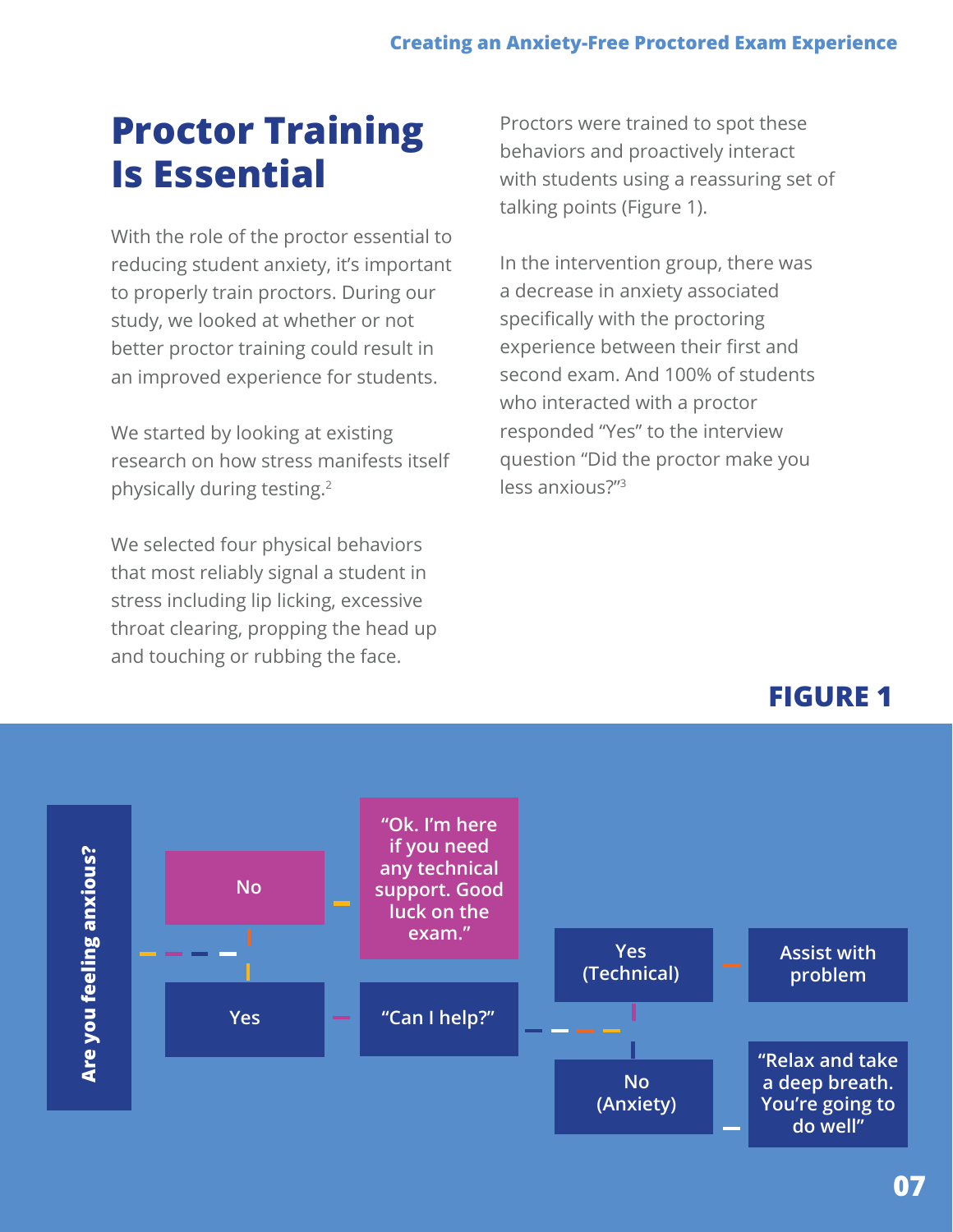# Proctor Training Is Essential

With the role of the proctor essential to reducing student anxiety, it's important to properly train proctors. During our study, we looked at whether or not better proctor training could result in an improved experience for students.

We started by looking at existing research on how stress manifests itself physically during testing.[2]

We selected four physical behaviors that most reliably signal a student in stress including lip licking, excessive throat clearing, propping the head up and touching or rubbing the face.

Proctors were trained to spot these behaviors and proactively interact with students using a reassuring set of talking points (Figure 1).

In the intervention group, there was a decrease in anxiety associated specifically with the proctoring experience between their first and second exam. And 100% of students who interacted with a proctor responded "Yes" to the interview question "Did the proctor make you less anxious?"[3]

## FIGURE 1

**Are you feeling anxious?**

- **No** → "Ok. I'm here if you need any technical support. Good luck on the exam."
- **Yes** → "Can I help?"
  - **Yes (Technical)** → Assist with problem
  - **No (Anxiety)** → "Relax and take a deep breath. You're going to do well"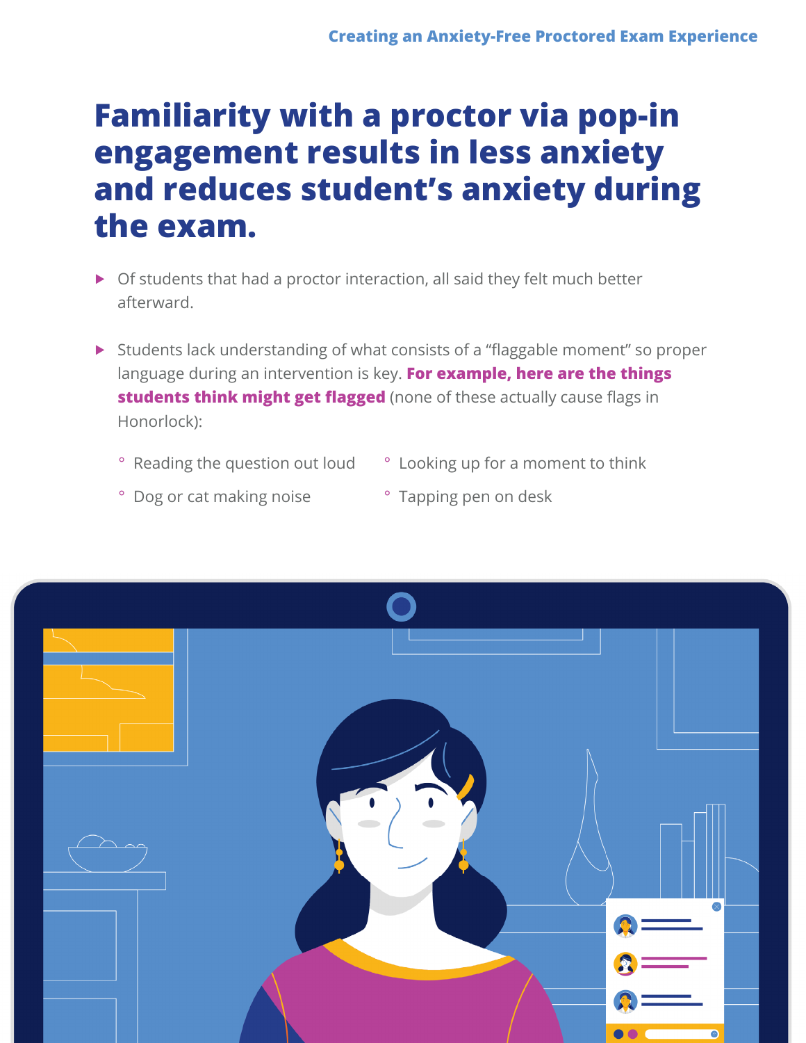# Familiarity with a proctor via pop-in engagement results in less anxiety and reduces student's anxiety during the exam.

- Of students that had a proctor interaction, all said they felt much better afterward.
- Students lack understanding of what consists of a "flaggable moment" so proper language during an intervention is key. **For example, here are the things students think might get flagged** (none of these actually cause flags in Honorlock):
  - Reading the question out loud
  - Dog or cat making noise
  - Looking up for a moment to think
  - Tapping pen on desk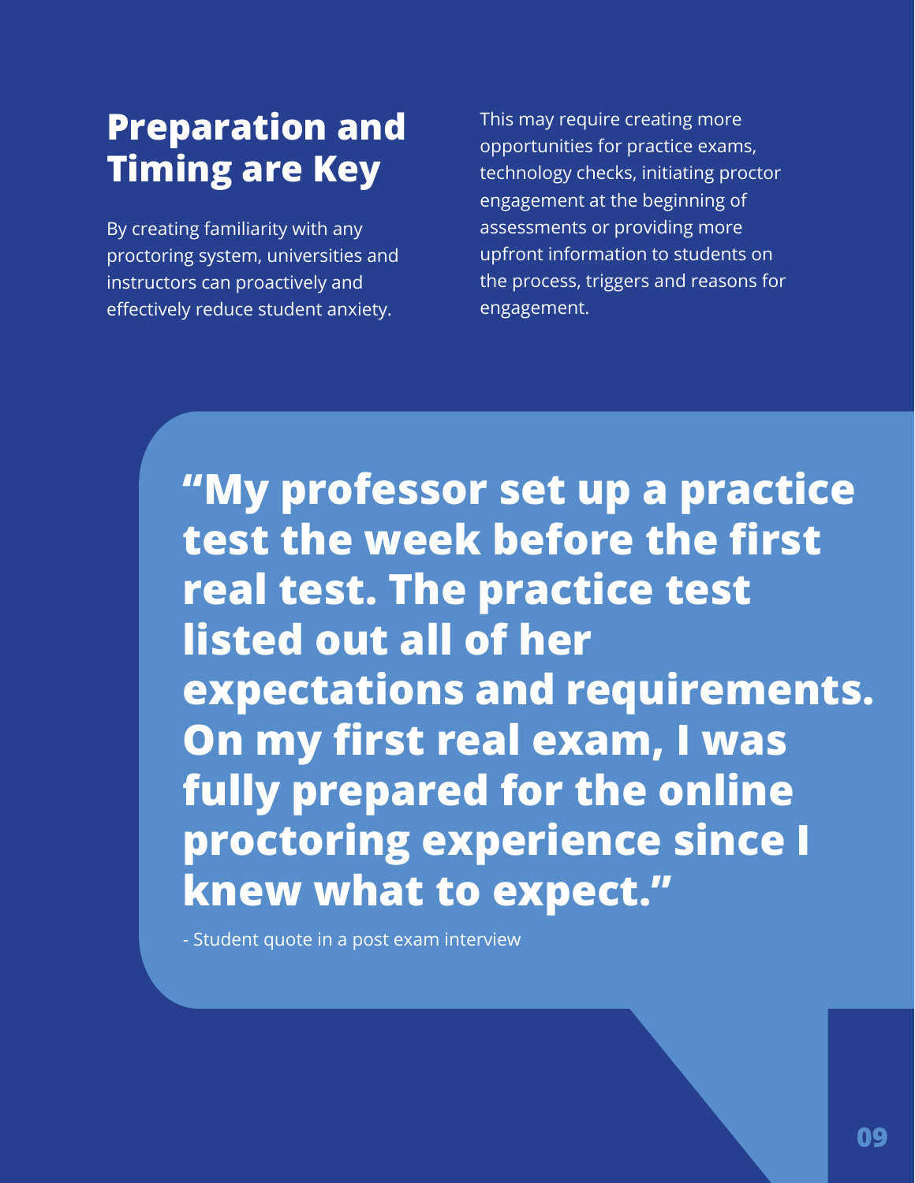## Preparation and Timing are Key

By creating familiarity with any proctoring system, universities and instructors can proactively and effectively reduce student anxiety.

This may require creating more opportunities for practice exams, technology checks, initiating proctor engagement at the beginning of assessments or providing more upfront information to students on the process, triggers and reasons for engagement.

> **"My professor set up a practice test the week before the first real test. The practice test listed out all of her expectations and requirements. On my first real exam, I was fully prepared for the online proctoring experience since I knew what to expect."**
>
> \- Student quote in a post exam interview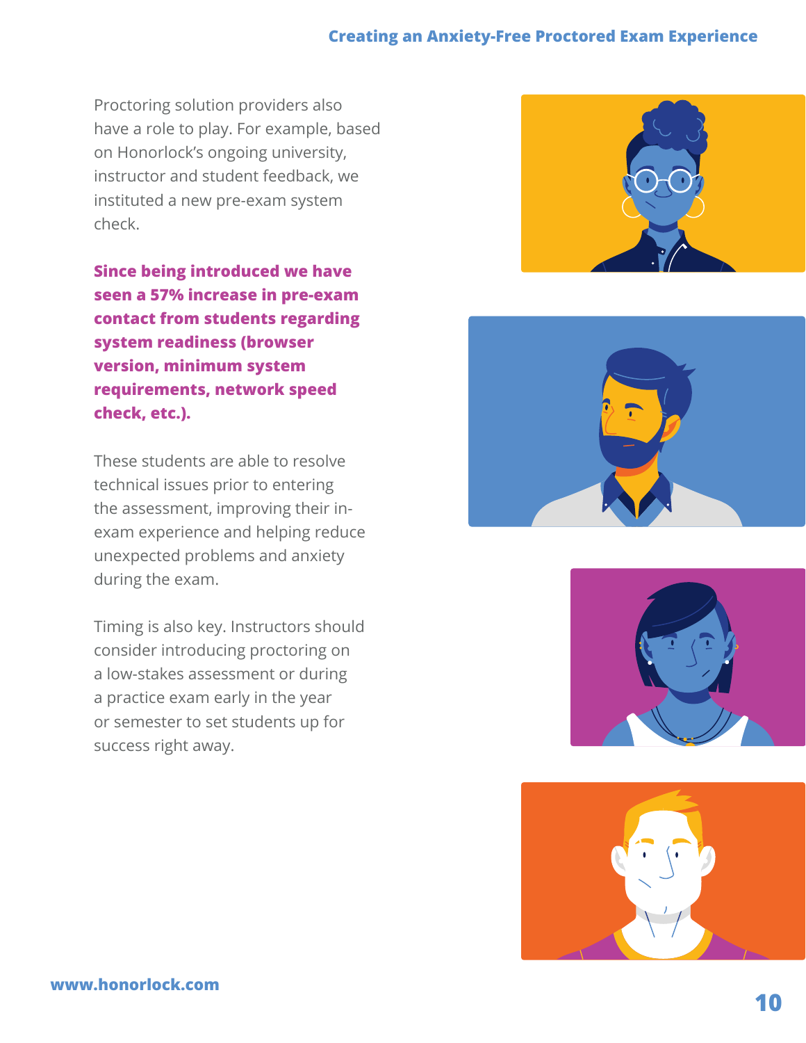Proctoring solution providers also have a role to play. For example, based on Honorlock's ongoing university, instructor and student feedback, we instituted a new pre-exam system check.

**Since being introduced we have seen a 57% increase in pre-exam contact from students regarding system readiness (browser version, minimum system requirements, network speed check, etc.).**

These students are able to resolve technical issues prior to entering the assessment, improving their in-exam experience and helping reduce unexpected problems and anxiety during the exam.

Timing is also key. Instructors should consider introducing proctoring on a low-stakes assessment or during a practice exam early in the year or semester to set students up for success right away.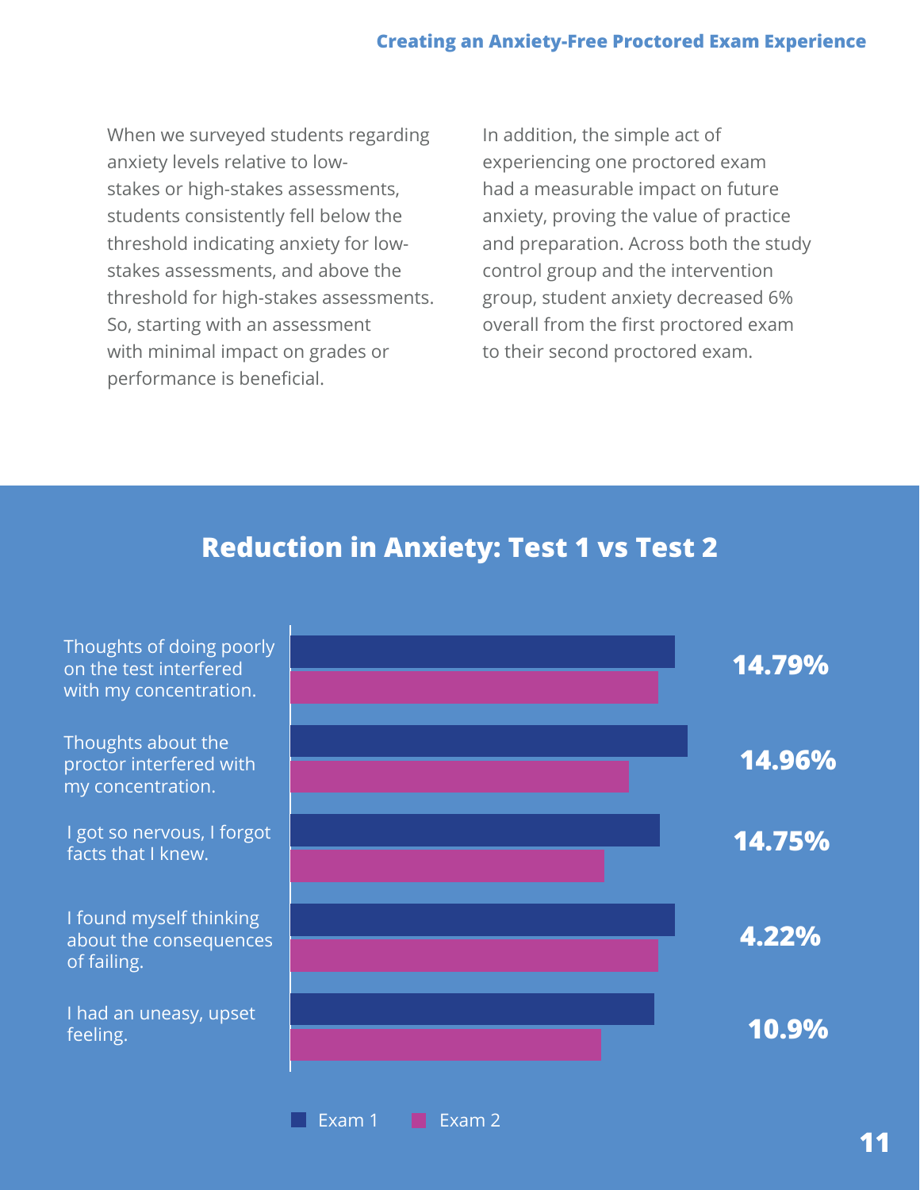When we surveyed students regarding anxiety levels relative to low-stakes or high-stakes assessments, students consistently fell below the threshold indicating anxiety for low-stakes assessments, and above the threshold for high-stakes assessments. So, starting with an assessment with minimal impact on grades or performance is beneficial.

In addition, the simple act of experiencing one proctored exam had a measurable impact on future anxiety, proving the value of practice and preparation. Across both the study control group and the intervention group, student anxiety decreased 6% overall from the first proctored exam to their second proctored exam.

## Reduction in Anxiety: Test 1 vs Test 2

| Statement | Reduction (Exam 1 to Exam 2) |
|---|---|
| Thoughts of doing poorly on the test interfered with my concentration. | 14.79% |
| Thoughts about the proctor interfered with my concentration. | 14.96% |
| I got so nervous, I forgot facts that I knew. | 14.75% |
| I found myself thinking about the consequences of failing. | 4.22% |
| I had an uneasy, upset feeling. | 10.9% |

Exam 1 | Exam 2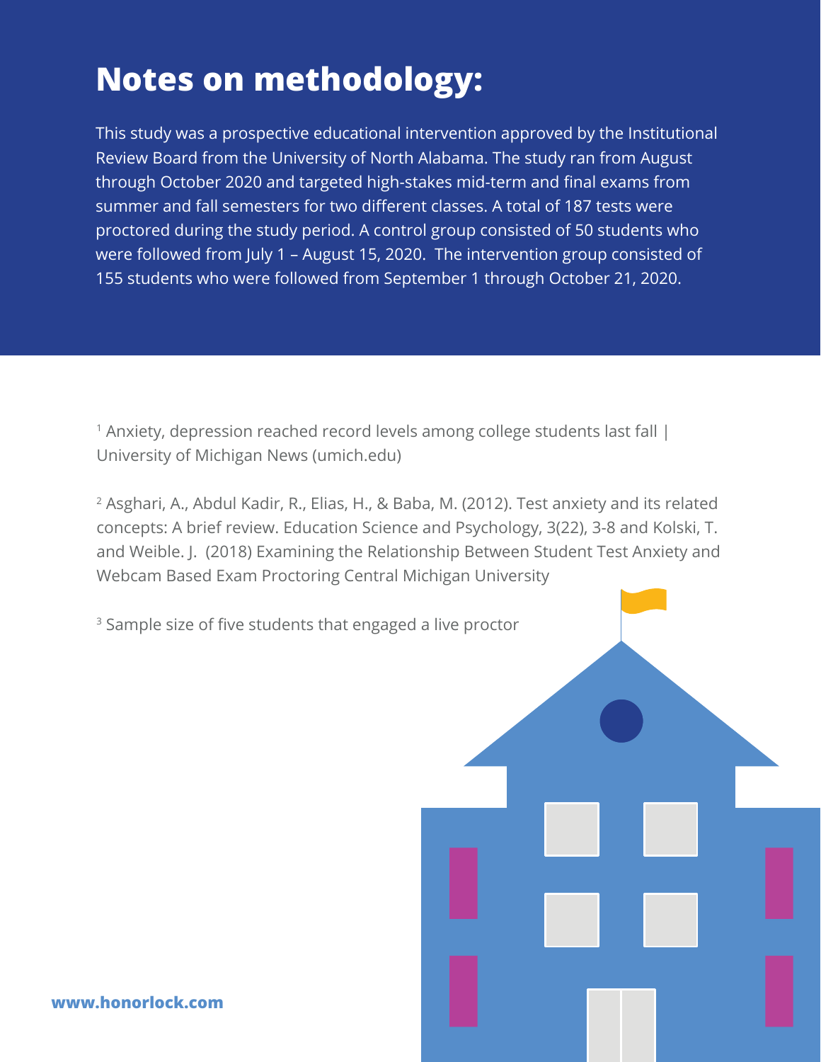# Notes on methodology:

This study was a prospective educational intervention approved by the Institutional Review Board from the University of North Alabama. The study ran from August through October 2020 and targeted high-stakes mid-term and final exams from summer and fall semesters for two different classes. A total of 187 tests were proctored during the study period. A control group consisted of 50 students who were followed from July 1 – August 15, 2020. The intervention group consisted of 155 students who were followed from September 1 through October 21, 2020.

[1] Anxiety, depression reached record levels among college students last fall | University of Michigan News (umich.edu)

[2] Asghari, A., Abdul Kadir, R., Elias, H., & Baba, M. (2012). Test anxiety and its related concepts: A brief review. Education Science and Psychology, 3(22), 3-8 and Kolski, T. and Weible. J. (2018) Examining the Relationship Between Student Test Anxiety and Webcam Based Exam Proctoring Central Michigan University

[3] Sample size of five students that engaged a live proctor

**www.honorlock.com**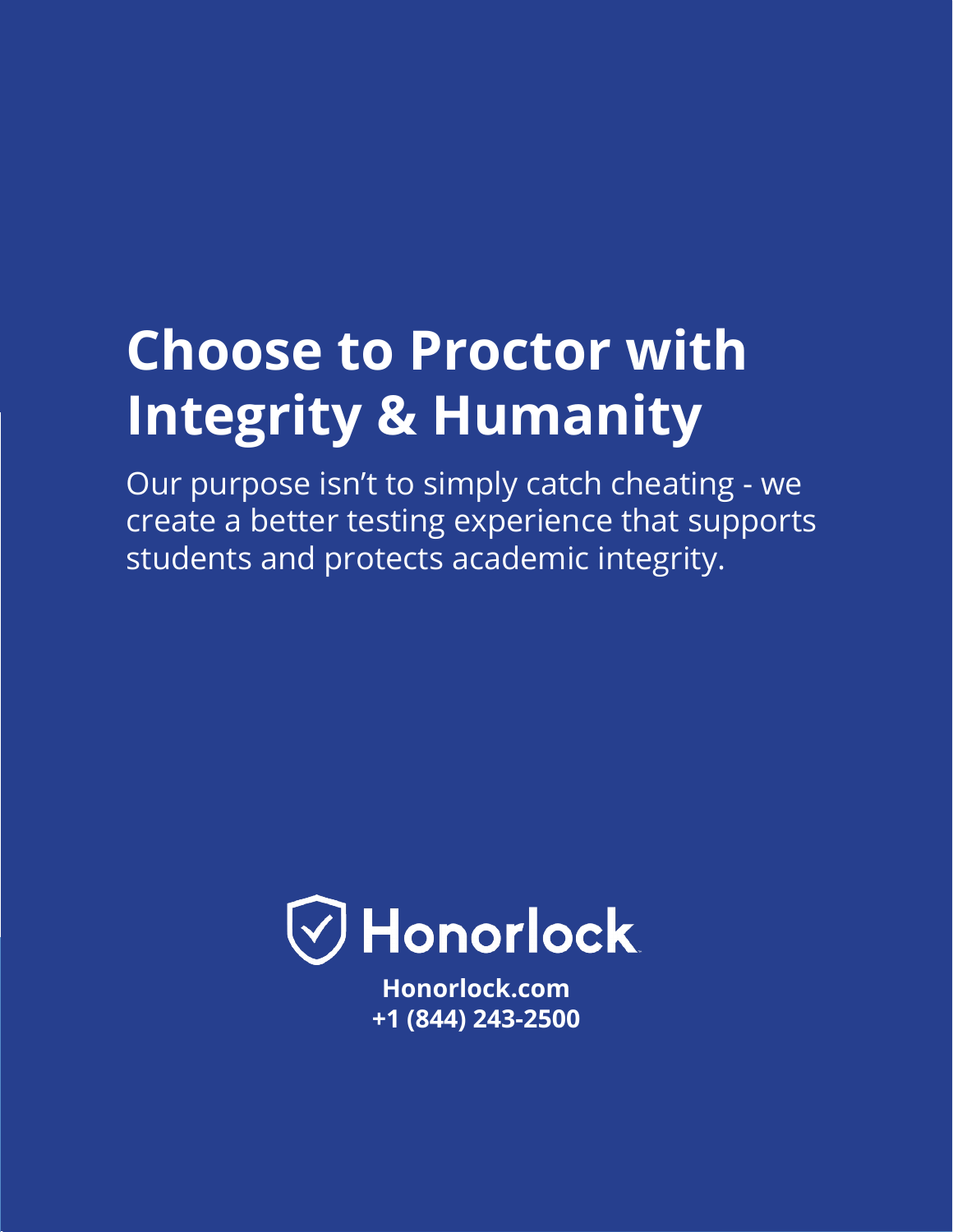# Choose to Proctor with Integrity & Humanity

Our purpose isn't to simply catch cheating - we create a better testing experience that supports students and protects academic integrity.

Honorlock

**Honorlock.com**
**+1 (844) 243-2500**